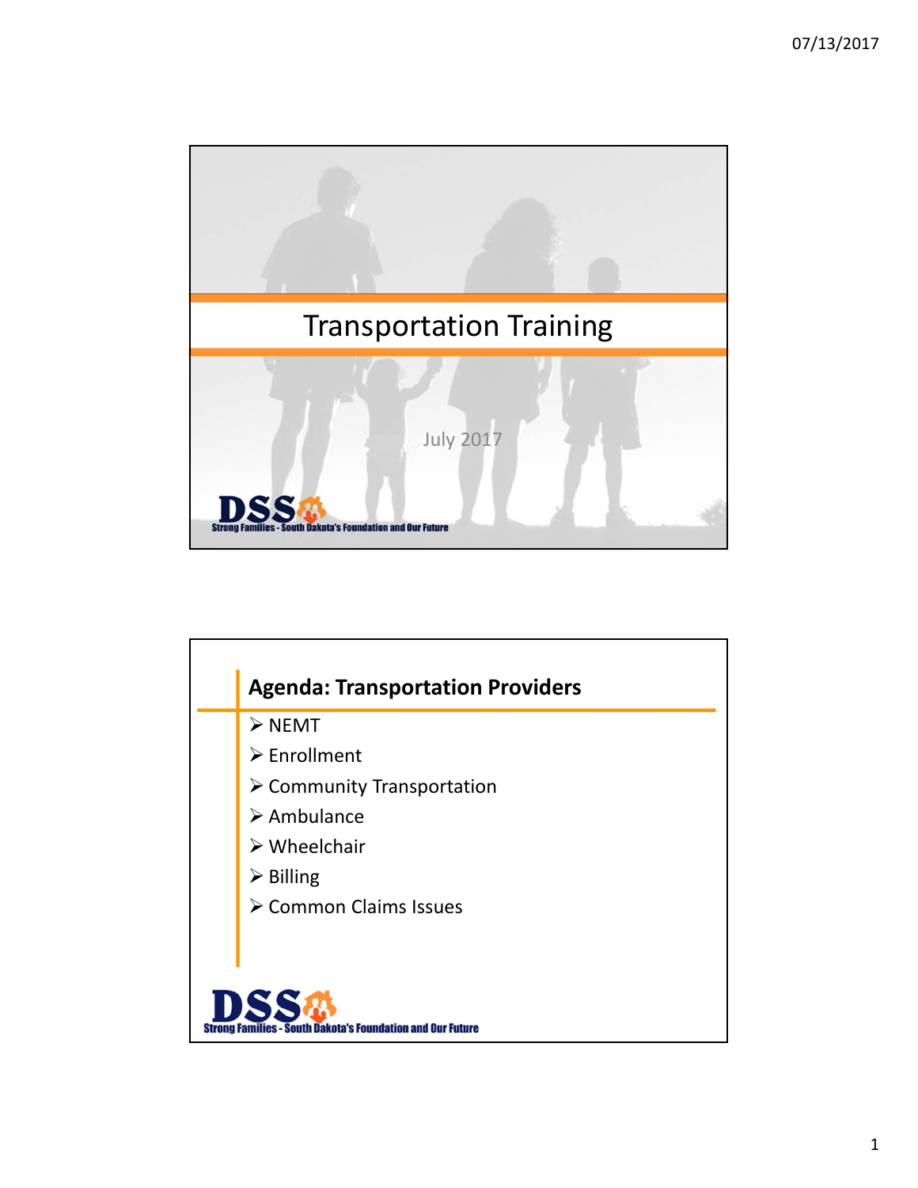# Transportation Training

July 2017

DSS
Strong Families - South Dakota's Foundation and Our Future

## Agenda: Transportation Providers

- NEMT
- Enrollment
- Community Transportation
- Ambulance
- Wheelchair
- Billing
- Common Claims Issues

DSS
Strong Families - South Dakota's Foundation and Our Future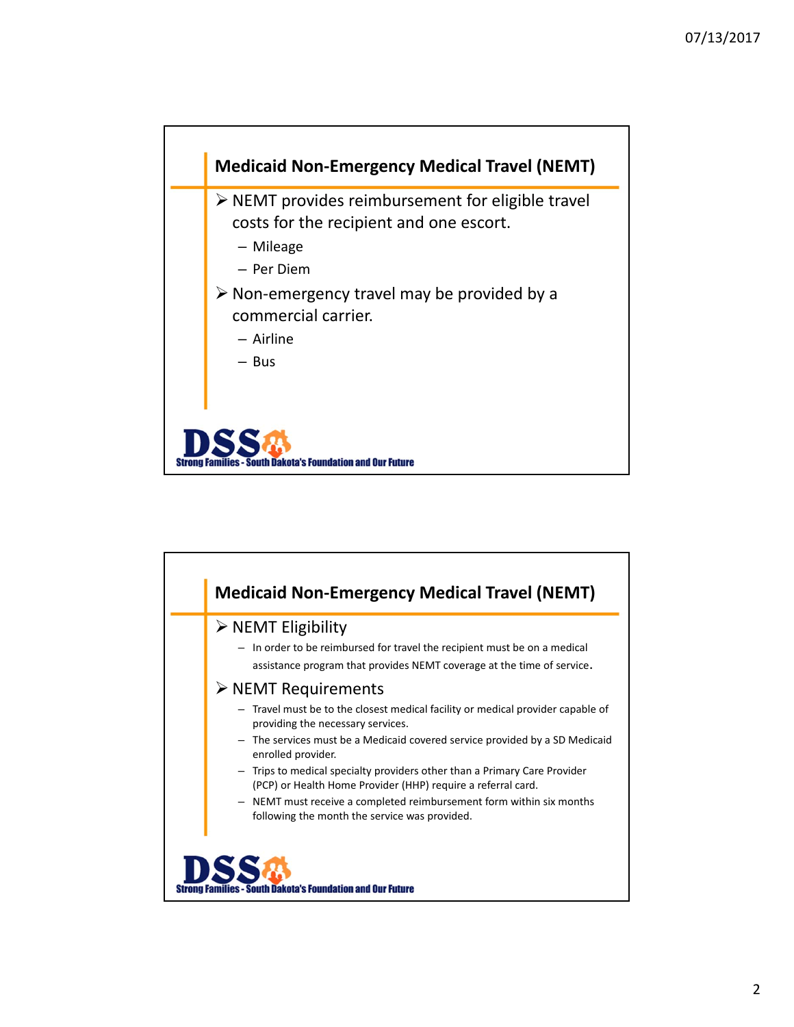## Medicaid Non-Emergency Medical Travel (NEMT)

- NEMT provides reimbursement for eligible travel costs for the recipient and one escort.
  - Mileage
  - Per Diem
- Non-emergency travel may be provided by a commercial carrier.
  - Airline
  - Bus

Strong Families - South Dakota's Foundation and Our Future

## Medicaid Non-Emergency Medical Travel (NEMT)

- NEMT Eligibility
  - In order to be reimbursed for travel the recipient must be on a medical assistance program that provides NEMT coverage at the time of service.
- NEMT Requirements
  - Travel must be to the closest medical facility or medical provider capable of providing the necessary services.
  - The services must be a Medicaid covered service provided by a SD Medicaid enrolled provider.
  - Trips to medical specialty providers other than a Primary Care Provider (PCP) or Health Home Provider (HHP) require a referral card.
  - NEMT must receive a completed reimbursement form within six months following the month the service was provided.

Strong Families - South Dakota's Foundation and Our Future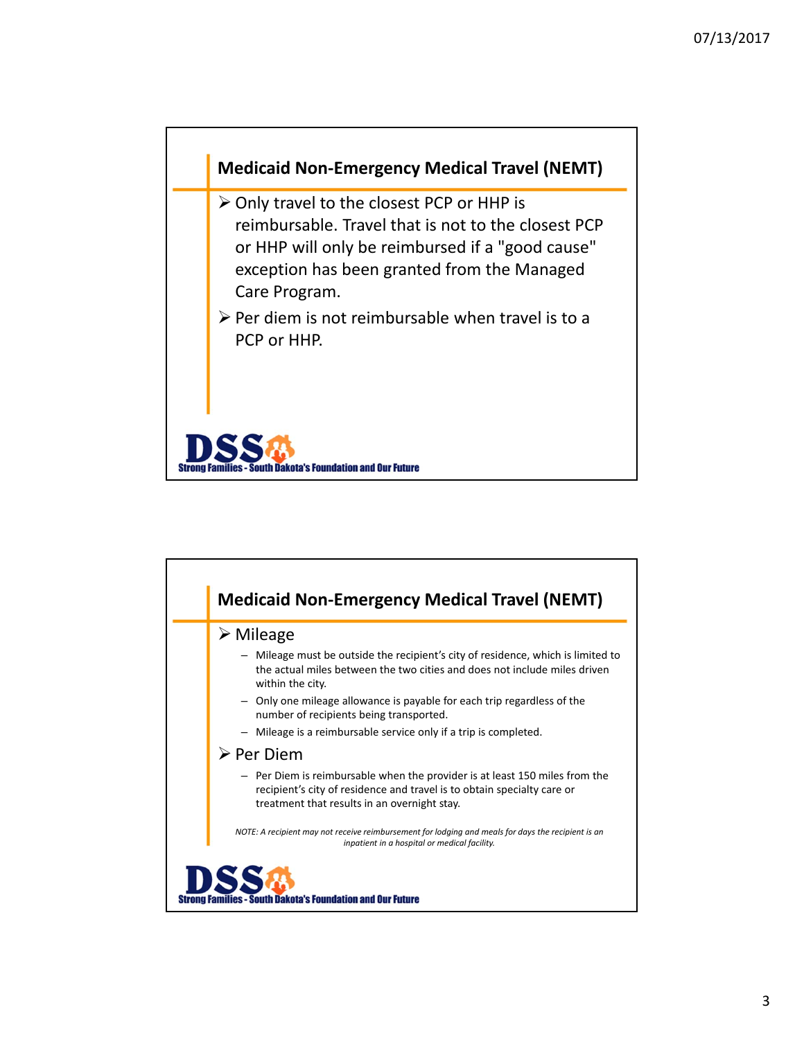## Medicaid Non-Emergency Medical Travel (NEMT)

- Only travel to the closest PCP or HHP is reimbursable. Travel that is not to the closest PCP or HHP will only be reimbursed if a "good cause" exception has been granted from the Managed Care Program.
- Per diem is not reimbursable when travel is to a PCP or HHP.

DSS Strong Families - South Dakota's Foundation and Our Future

## Medicaid Non-Emergency Medical Travel (NEMT)

- Mileage
  - Mileage must be outside the recipient's city of residence, which is limited to the actual miles between the two cities and does not include miles driven within the city.
  - Only one mileage allowance is payable for each trip regardless of the number of recipients being transported.
  - Mileage is a reimbursable service only if a trip is completed.
- Per Diem
  - Per Diem is reimbursable when the provider is at least 150 miles from the recipient's city of residence and travel is to obtain specialty care or treatment that results in an overnight stay.

*NOTE: A recipient may not receive reimbursement for lodging and meals for days the recipient is an inpatient in a hospital or medical facility.*

DSS Strong Families - South Dakota's Foundation and Our Future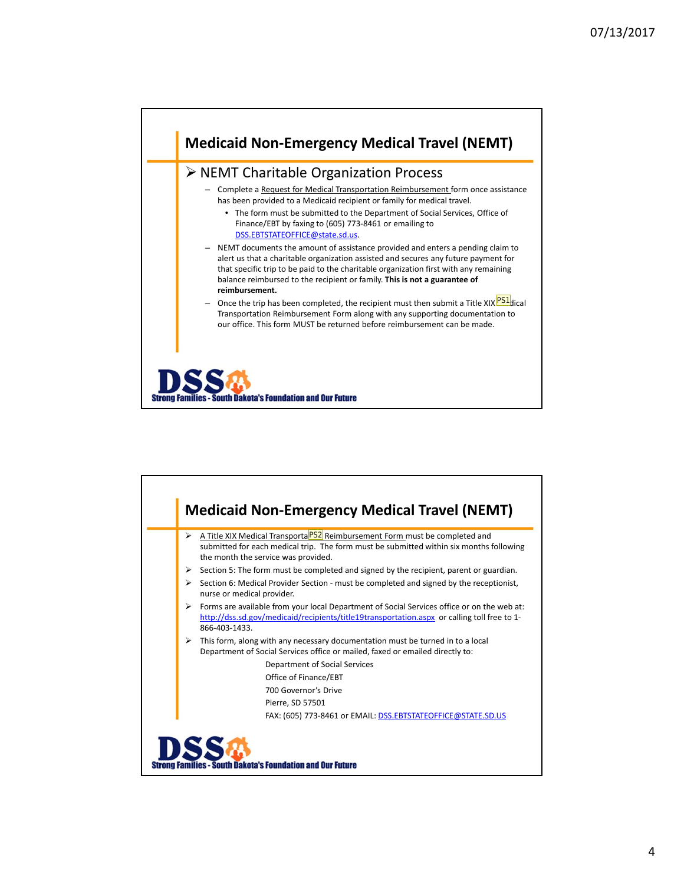## Medicaid Non-Emergency Medical Travel (NEMT)

- NEMT Charitable Organization Process
  - Complete a Request for Medical Transportation Reimbursement form once assistance has been provided to a Medicaid recipient or family for medical travel.
    - The form must be submitted to the Department of Social Services, Office of Finance/EBT by faxing to (605) 773-8461 or emailing to DSS.EBTSTATEOFFICE@state.sd.us.
  - NEMT documents the amount of assistance provided and enters a pending claim to alert us that a charitable organization assisted and secures any future payment for that specific trip to be paid to the charitable organization first with any remaining balance reimbursed to the recipient or family. **This is not a guarantee of reimbursement.**
  - Once the trip has been completed, the recipient must then submit a Title XIX [PS1] dical Transportation Reimbursement Form along with any supporting documentation to our office. This form MUST be returned before reimbursement can be made.

Strong Families - South Dakota's Foundation and Our Future

## Medicaid Non-Emergency Medical Travel (NEMT)

- A Title XIX Medical Transporta [PS2] Reimbursement Form must be completed and submitted for each medical trip. The form must be submitted within six months following the month the service was provided.
- Section 5: The form must be completed and signed by the recipient, parent or guardian.
- Section 6: Medical Provider Section - must be completed and signed by the receptionist, nurse or medical provider.
- Forms are available from your local Department of Social Services office or on the web at: http://dss.sd.gov/medicaid/recipients/title19transportation.aspx or calling toll free to 1-866-403-1433.
- This form, along with any necessary documentation must be turned in to a local Department of Social Services office or mailed, faxed or emailed directly to:

  Department of Social Services  
  Office of Finance/EBT  
  700 Governor's Drive  
  Pierre, SD 57501  
  FAX: (605) 773-8461 or EMAIL: DSS.EBTSTATEOFFICE@STATE.SD.US

Strong Families - South Dakota's Foundation and Our Future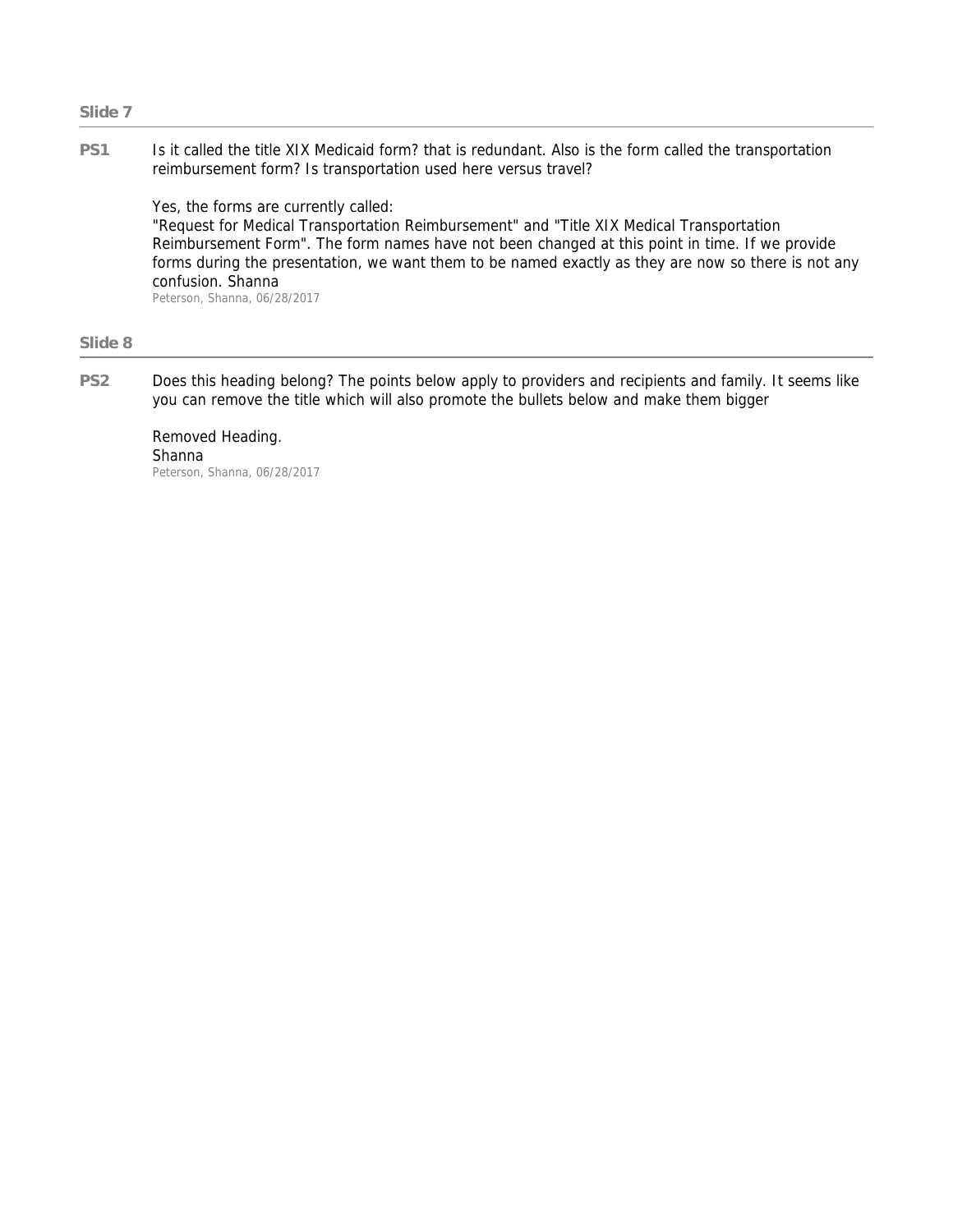## Slide 7

**PS1** Is it called the title XIX Medicaid form? that is redundant. Also is the form called the transportation reimbursement form? Is transportation used here versus travel?

Yes, the forms are currently called:
"Request for Medical Transportation Reimbursement" and "Title XIX Medical Transportation Reimbursement Form". The form names have not been changed at this point in time. If we provide forms during the presentation, we want them to be named exactly as they are now so there is not any confusion. Shanna
Peterson, Shanna, 06/28/2017

## Slide 8

**PS2** Does this heading belong? The points below apply to providers and recipients and family. It seems like you can remove the title which will also promote the bullets below and make them bigger

Removed Heading.
Shanna
Peterson, Shanna, 06/28/2017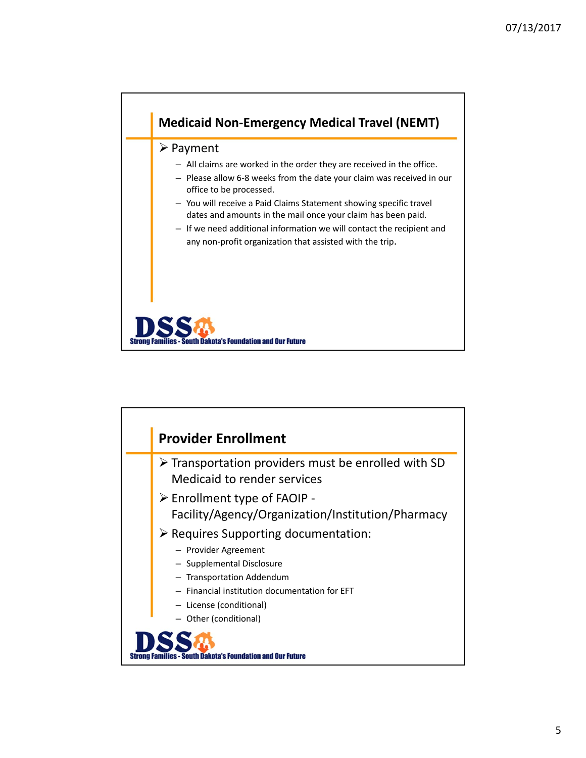## Medicaid Non-Emergency Medical Travel (NEMT)

- Payment
  - All claims are worked in the order they are received in the office.
  - Please allow 6-8 weeks from the date your claim was received in our office to be processed.
  - You will receive a Paid Claims Statement showing specific travel dates and amounts in the mail once your claim has been paid.
  - If we need additional information we will contact the recipient and any non-profit organization that assisted with the trip.

DSS Strong Families - South Dakota's Foundation and Our Future

## Provider Enrollment

- Transportation providers must be enrolled with SD Medicaid to render services
- Enrollment type of FAOIP - Facility/Agency/Organization/Institution/Pharmacy
- Requires Supporting documentation:
  - Provider Agreement
  - Supplemental Disclosure
  - Transportation Addendum
  - Financial institution documentation for EFT
  - License (conditional)
  - Other (conditional)

DSS Strong Families - South Dakota's Foundation and Our Future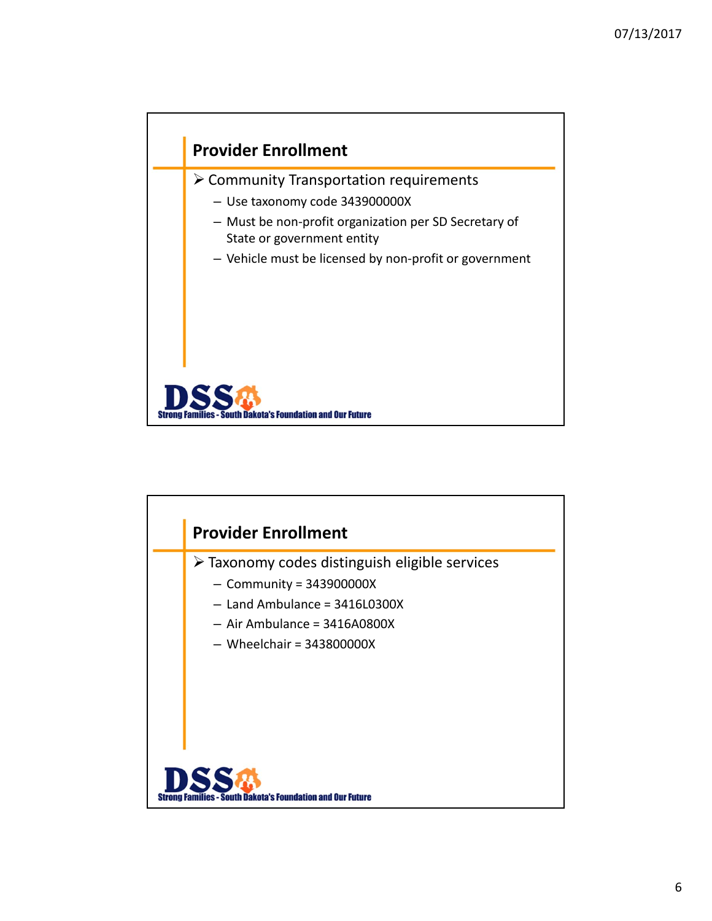## Provider Enrollment

- Community Transportation requirements
  - Use taxonomy code 343900000X
  - Must be non-profit organization per SD Secretary of State or government entity
  - Vehicle must be licensed by non-profit or government

DSS Strong Families - South Dakota's Foundation and Our Future

## Provider Enrollment

- Taxonomy codes distinguish eligible services
  - Community = 343900000X
  - Land Ambulance = 3416L0300X
  - Air Ambulance = 3416A0800X
  - Wheelchair = 343800000X

DSS Strong Families - South Dakota's Foundation and Our Future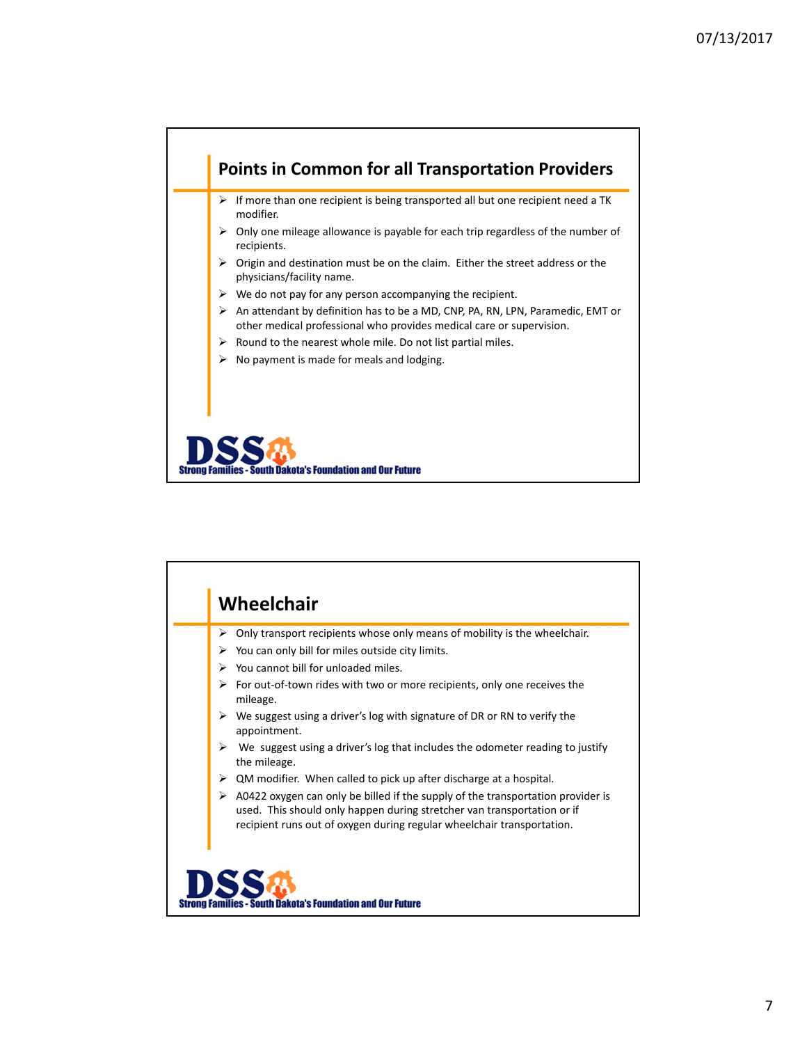## Points in Common for all Transportation Providers

- If more than one recipient is being transported all but one recipient need a TK modifier.
- Only one mileage allowance is payable for each trip regardless of the number of recipients.
- Origin and destination must be on the claim. Either the street address or the physicians/facility name.
- We do not pay for any person accompanying the recipient.
- An attendant by definition has to be a MD, CNP, PA, RN, LPN, Paramedic, EMT or other medical professional who provides medical care or supervision.
- Round to the nearest whole mile. Do not list partial miles.
- No payment is made for meals and lodging.

DSS Strong Families - South Dakota's Foundation and Our Future

## Wheelchair

- Only transport recipients whose only means of mobility is the wheelchair.
- You can only bill for miles outside city limits.
- You cannot bill for unloaded miles.
- For out-of-town rides with two or more recipients, only one receives the mileage.
- We suggest using a driver's log with signature of DR or RN to verify the appointment.
- We suggest using a driver's log that includes the odometer reading to justify the mileage.
- QM modifier. When called to pick up after discharge at a hospital.
- A0422 oxygen can only be billed if the supply of the transportation provider is used. This should only happen during stretcher van transportation or if recipient runs out of oxygen during regular wheelchair transportation.

DSS Strong Families - South Dakota's Foundation and Our Future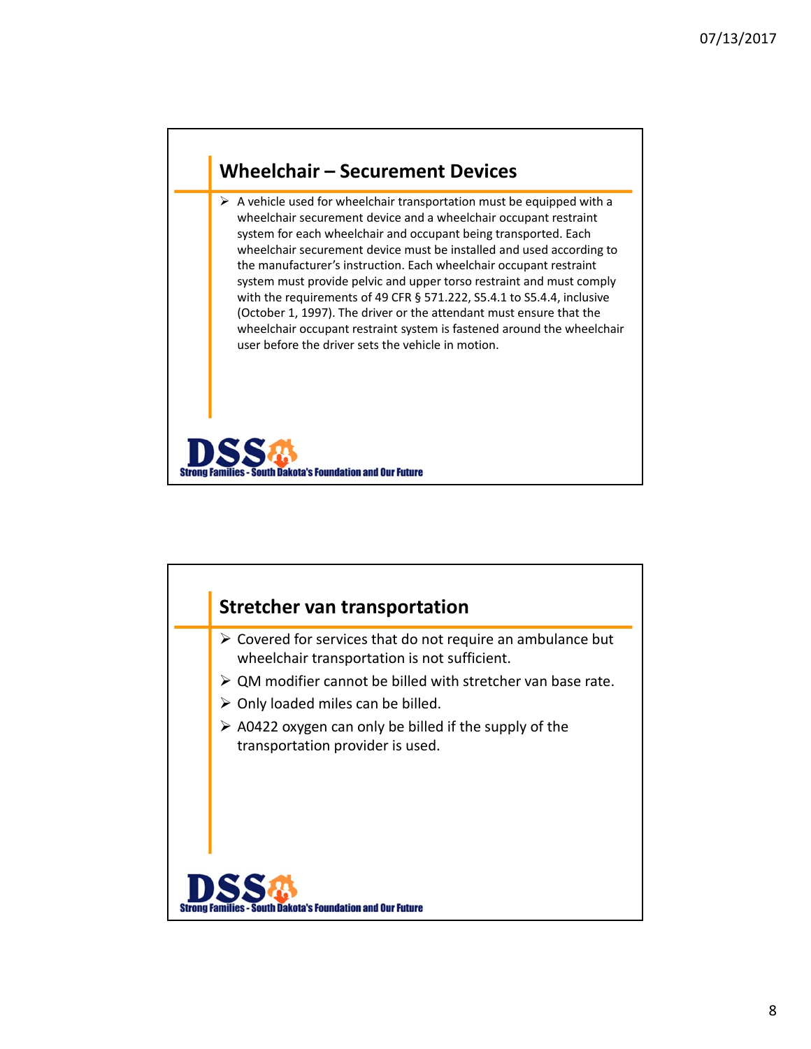## Wheelchair – Securement Devices

- A vehicle used for wheelchair transportation must be equipped with a wheelchair securement device and a wheelchair occupant restraint system for each wheelchair and occupant being transported. Each wheelchair securement device must be installed and used according to the manufacturer's instruction. Each wheelchair occupant restraint system must provide pelvic and upper torso restraint and must comply with the requirements of 49 CFR § 571.222, S5.4.1 to S5.4.4, inclusive (October 1, 1997). The driver or the attendant must ensure that the wheelchair occupant restraint system is fastened around the wheelchair user before the driver sets the vehicle in motion.

DSS Strong Families - South Dakota's Foundation and Our Future

## Stretcher van transportation

- Covered for services that do not require an ambulance but wheelchair transportation is not sufficient.
- QM modifier cannot be billed with stretcher van base rate.
- Only loaded miles can be billed.
- A0422 oxygen can only be billed if the supply of the transportation provider is used.

DSS Strong Families - South Dakota's Foundation and Our Future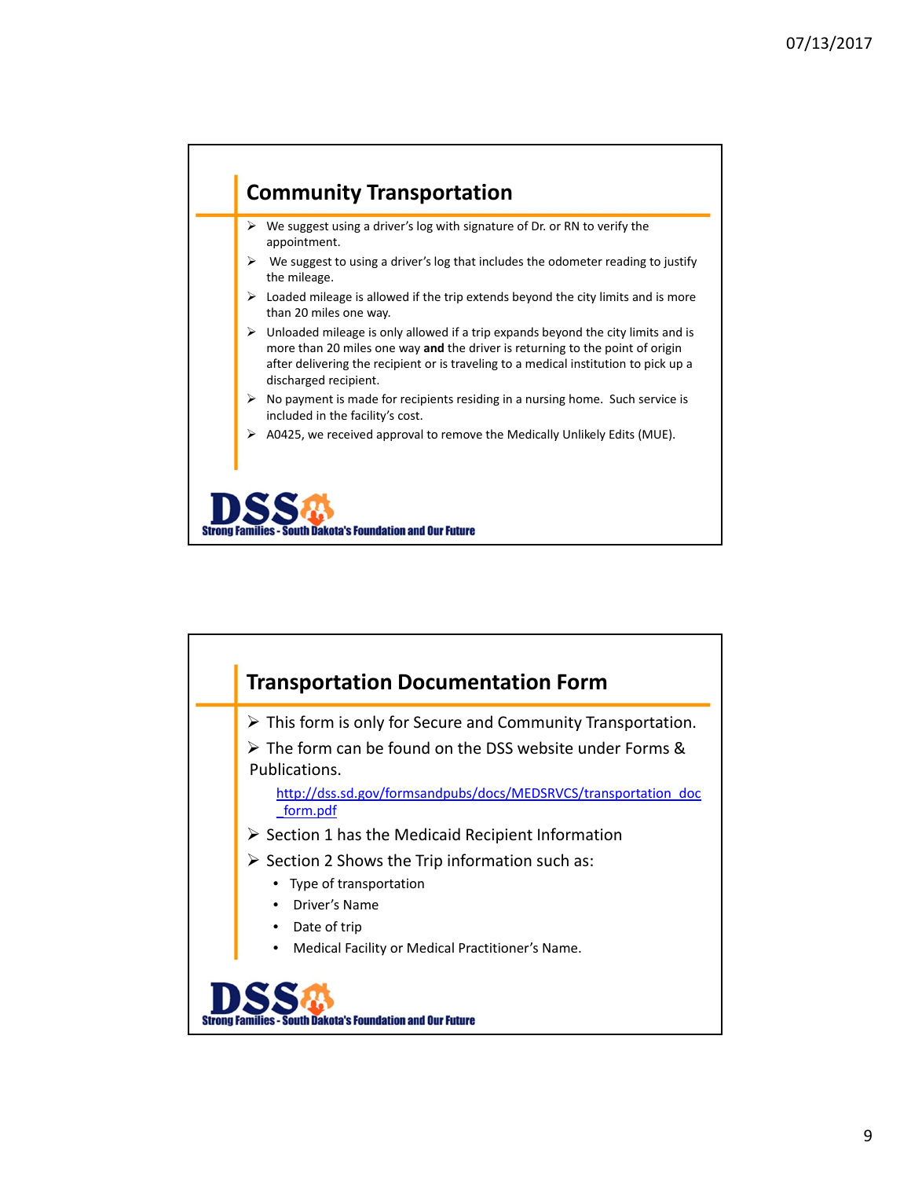## Community Transportation

- We suggest using a driver's log with signature of Dr. or RN to verify the appointment.
- We suggest to using a driver's log that includes the odometer reading to justify the mileage.
- Loaded mileage is allowed if the trip extends beyond the city limits and is more than 20 miles one way.
- Unloaded mileage is only allowed if a trip expands beyond the city limits and is more than 20 miles one way **and** the driver is returning to the point of origin after delivering the recipient or is traveling to a medical institution to pick up a discharged recipient.
- No payment is made for recipients residing in a nursing home. Such service is included in the facility's cost.
- A0425, we received approval to remove the Medically Unlikely Edits (MUE).

DSS Strong Families - South Dakota's Foundation and Our Future

## Transportation Documentation Form

- This form is only for Secure and Community Transportation.
- The form can be found on the DSS website under Forms & Publications.

  http://dss.sd.gov/formsandpubs/docs/MEDSRVCS/transportation_doc_form.pdf

- Section 1 has the Medicaid Recipient Information
- Section 2 Shows the Trip information such as:
  - Type of transportation
  - Driver's Name
  - Date of trip
  - Medical Facility or Medical Practitioner's Name.

DSS Strong Families - South Dakota's Foundation and Our Future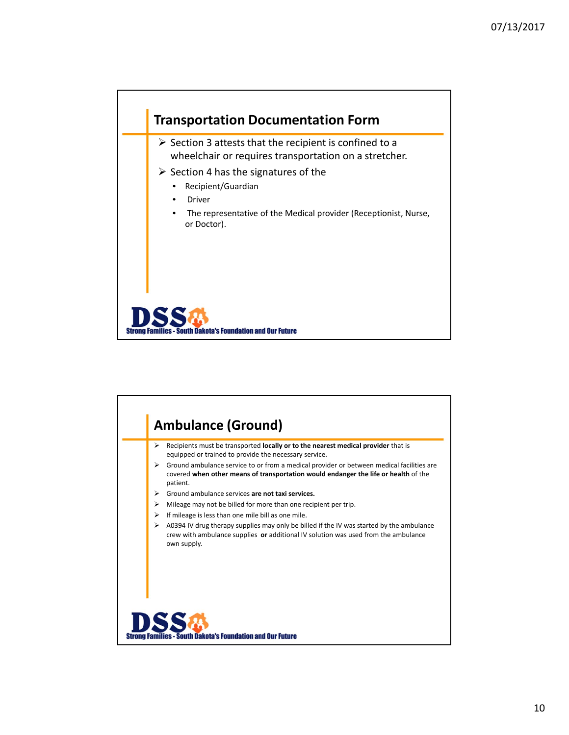## Transportation Documentation Form

- Section 3 attests that the recipient is confined to a wheelchair or requires transportation on a stretcher.
- Section 4 has the signatures of the
  - Recipient/Guardian
  - Driver
  - The representative of the Medical provider (Receptionist, Nurse, or Doctor).

DSS Strong Families - South Dakota's Foundation and Our Future

## Ambulance (Ground)

- Recipients must be transported **locally or to the nearest medical provider** that is equipped or trained to provide the necessary service.
- Ground ambulance service to or from a medical provider or between medical facilities are covered **when other means of transportation would endanger the life or health** of the patient.
- Ground ambulance services **are not taxi services.**
- Mileage may not be billed for more than one recipient per trip.
- If mileage is less than one mile bill as one mile.
- A0394 IV drug therapy supplies may only be billed if the IV was started by the ambulance crew with ambulance supplies **or** additional IV solution was used from the ambulance own supply.

DSS Strong Families - South Dakota's Foundation and Our Future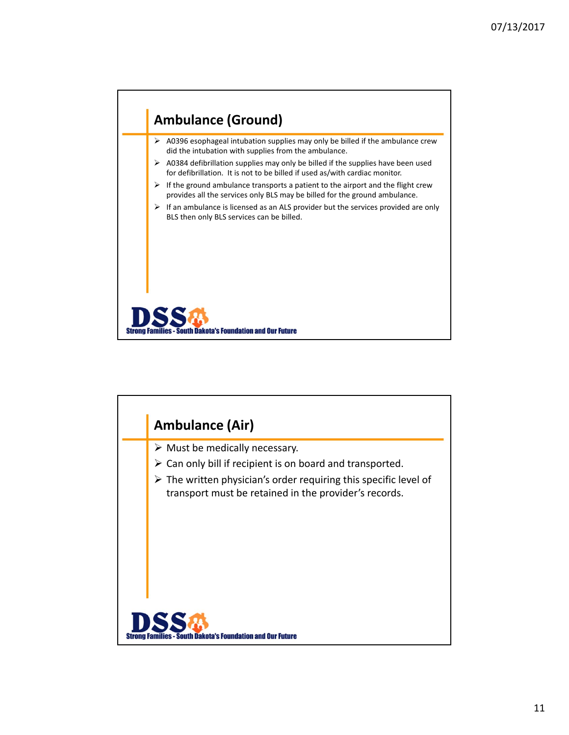## Ambulance (Ground)

- A0396 esophageal intubation supplies may only be billed if the ambulance crew did the intubation with supplies from the ambulance.
- A0384 defibrillation supplies may only be billed if the supplies have been used for defibrillation. It is not to be billed if used as/with cardiac monitor.
- If the ground ambulance transports a patient to the airport and the flight crew provides all the services only BLS may be billed for the ground ambulance.
- If an ambulance is licensed as an ALS provider but the services provided are only BLS then only BLS services can be billed.

DSS Strong Families - South Dakota's Foundation and Our Future

## Ambulance (Air)

- Must be medically necessary.
- Can only bill if recipient is on board and transported.
- The written physician's order requiring this specific level of transport must be retained in the provider's records.

DSS Strong Families - South Dakota's Foundation and Our Future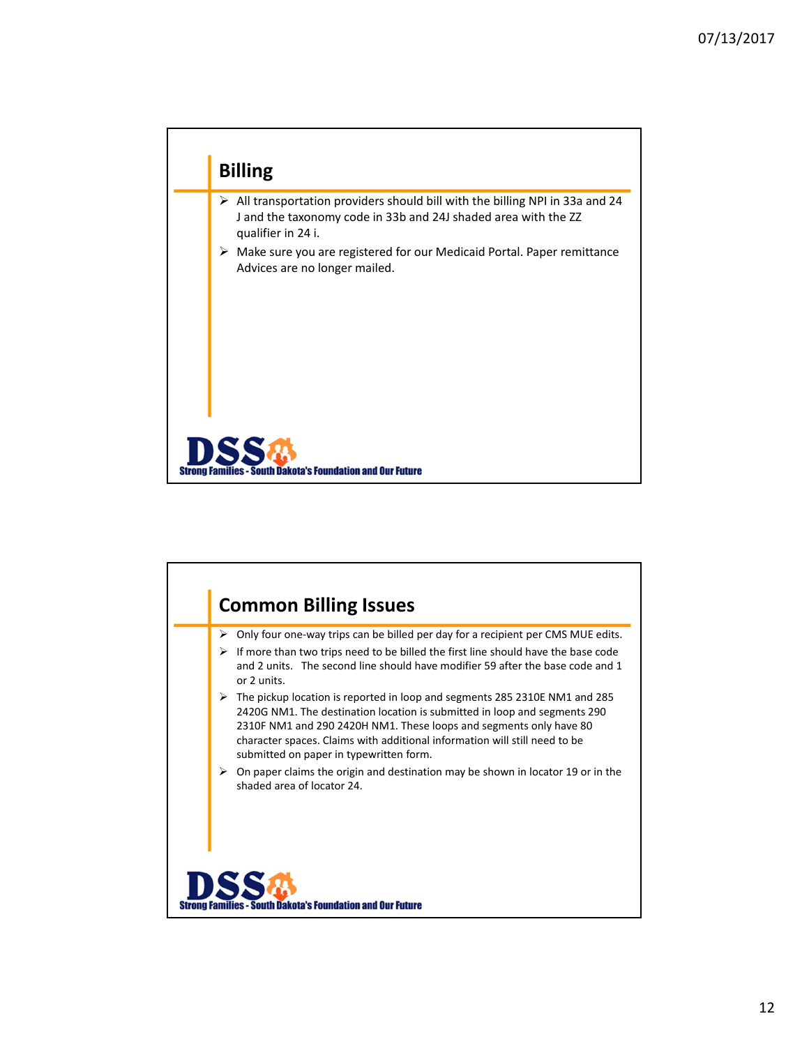## Billing

- All transportation providers should bill with the billing NPI in 33a and 24 J and the taxonomy code in 33b and 24J shaded area with the ZZ qualifier in 24 i.
- Make sure you are registered for our Medicaid Portal. Paper remittance Advices are no longer mailed.

DSS Strong Families - South Dakota's Foundation and Our Future

## Common Billing Issues

- Only four one-way trips can be billed per day for a recipient per CMS MUE edits.
- If more than two trips need to be billed the first line should have the base code and 2 units. The second line should have modifier 59 after the base code and 1 or 2 units.
- The pickup location is reported in loop and segments 285 2310E NM1 and 285 2420G NM1. The destination location is submitted in loop and segments 290 2310F NM1 and 290 2420H NM1. These loops and segments only have 80 character spaces. Claims with additional information will still need to be submitted on paper in typewritten form.
- On paper claims the origin and destination may be shown in locator 19 or in the shaded area of locator 24.

DSS Strong Families - South Dakota's Foundation and Our Future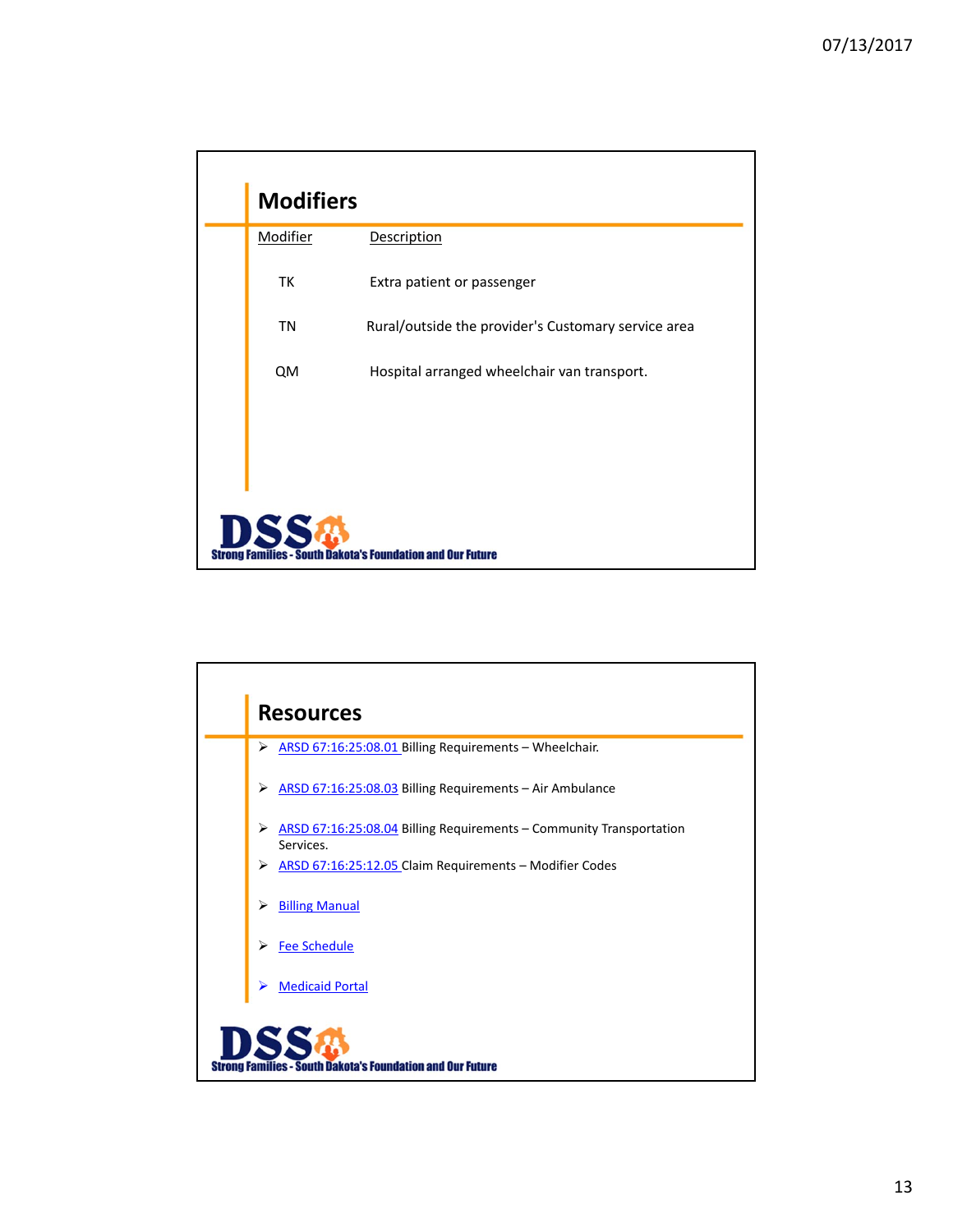## Modifiers

| Modifier | Description |
|---|---|
| TK | Extra patient or passenger |
| TN | Rural/outside the provider's Customary service area |
| QM | Hospital arranged wheelchair van transport. |

DSS Strong Families - South Dakota's Foundation and Our Future

## Resources

- ARSD 67:16:25:08.01 Billing Requirements – Wheelchair.
- ARSD 67:16:25:08.03 Billing Requirements – Air Ambulance
- ARSD 67:16:25:08.04 Billing Requirements – Community Transportation Services.
- ARSD 67:16:25:12.05 Claim Requirements – Modifier Codes
- Billing Manual
- Fee Schedule
- Medicaid Portal

DSS Strong Families - South Dakota's Foundation and Our Future